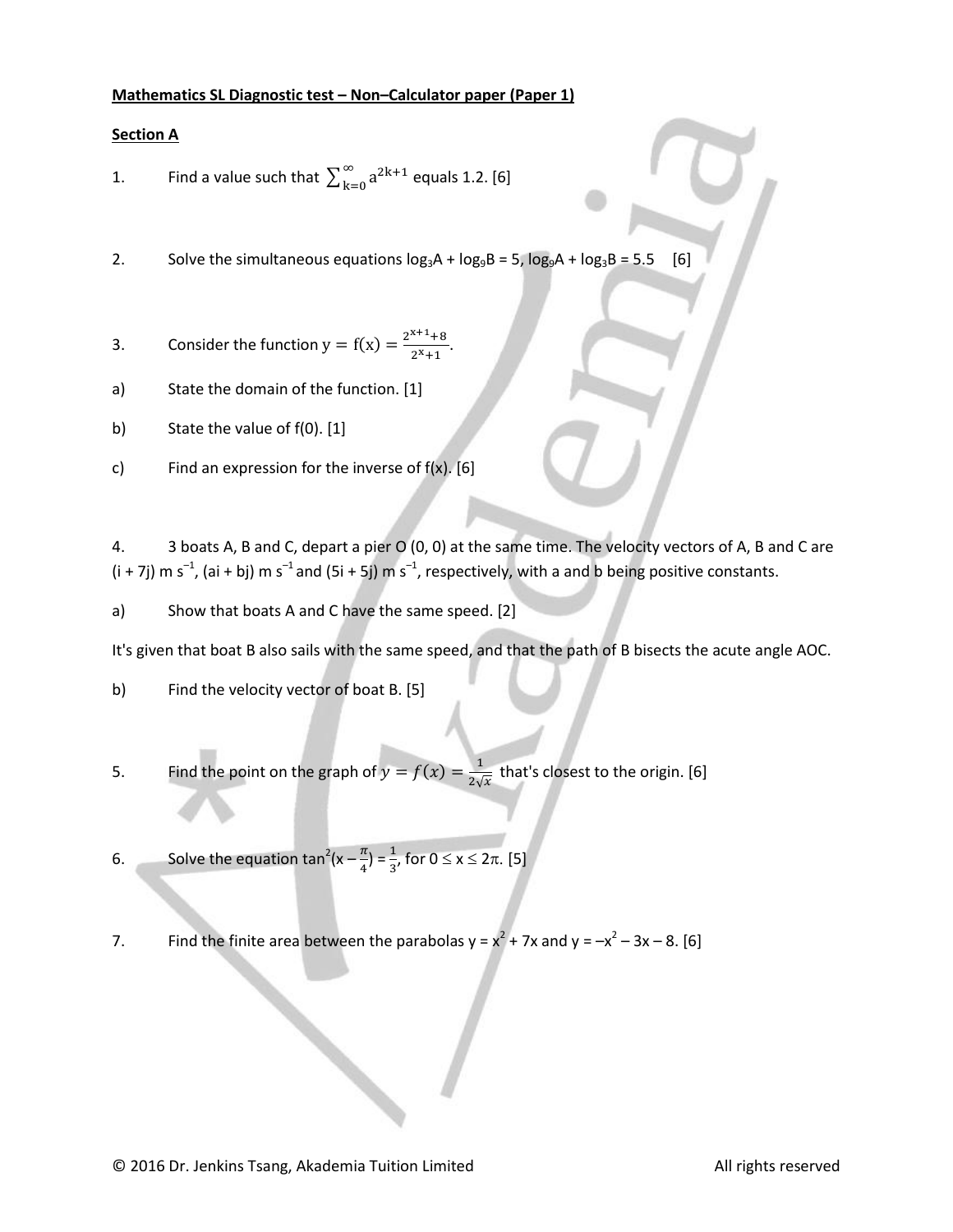**Mathematics SL Diagnostic test – Non–Calculator paper (Paper 1)**

**Section A**

1. Find a value such that $\sum_{k=0}^{\infty} a^{2k+1}$ equals 1.2. [6]

2. Solve the simultaneous equations $\log_3 A + \log_9 B = 5$, $\log_9 A + \log_3 B = 5.5$ [6]

3. Consider the function $y = f(x) = \frac{2^{x+1}+8}{2^x+1}$.

a) State the domain of the function. [1]

b) State the value of f(0). [1]

c) Find an expression for the inverse of f(x). [6]

4. 3 boats A, B and C, depart a pier O (0, 0) at the same time. The velocity vectors of A, B and C are (i + 7j) m $s^{-1}$, (ai + bj) m $s^{-1}$ and (5i + 5j) m $s^{-1}$, respectively, with a and b being positive constants.

a) Show that boats A and C have the same speed. [2]

It's given that boat B also sails with the same speed, and that the path of B bisects the acute angle AOC.

b) Find the velocity vector of boat B. [5]

5. Find the point on the graph of $y = f(x) = \frac{1}{2\sqrt{x}}$ that's closest to the origin. [6]

6. Solve the equation $\tan^2(x - \frac{\pi}{4}) = \frac{1}{3}$, for $0 \le x \le 2\pi$. [5]

7. Find the finite area between the parabolas $y = x^2 + 7x$ and $y = -x^2 - 3x - 8$. [6]

© 2016 Dr. Jenkins Tsang, Akademia Tuition Limited All rights reserved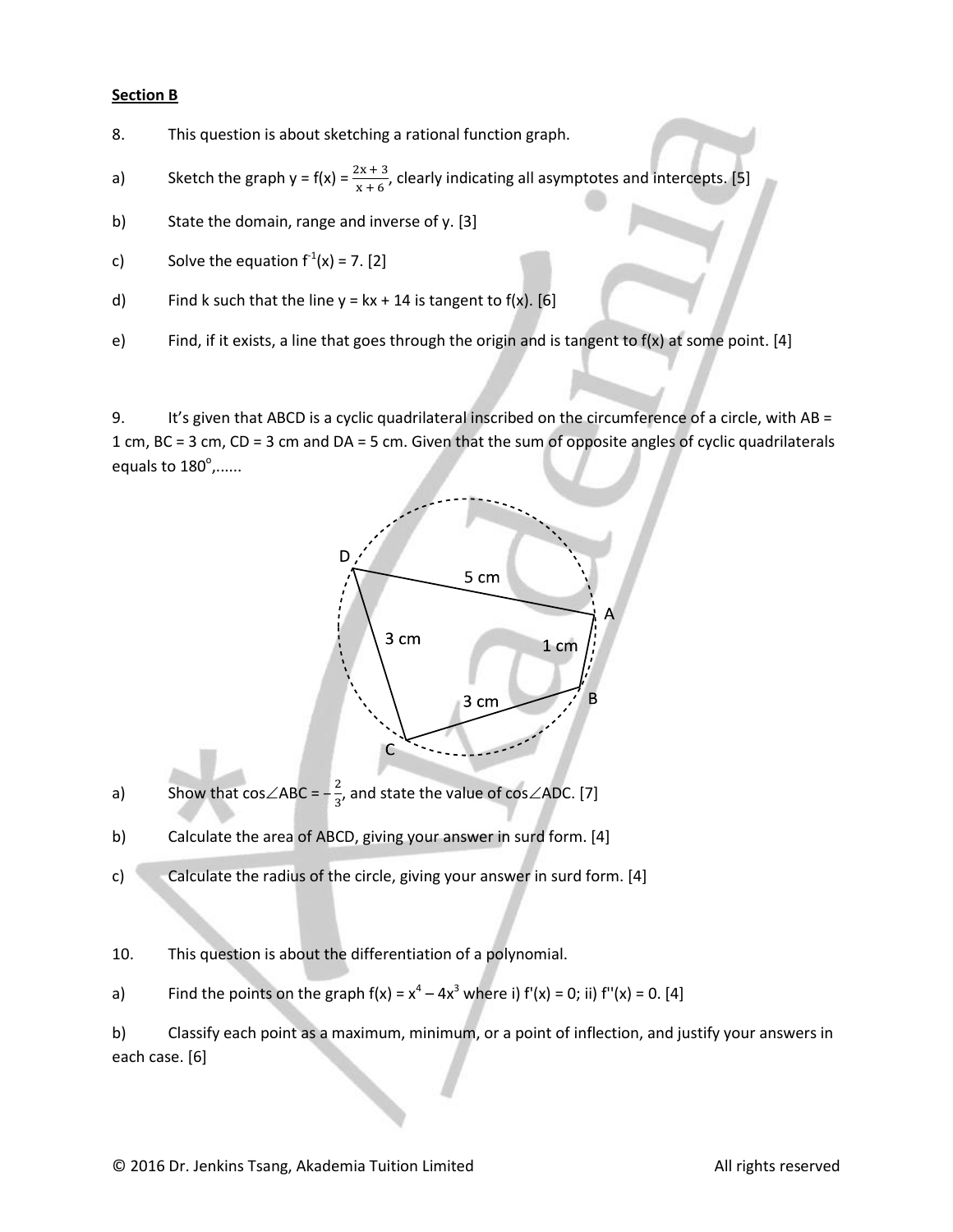## Section B

8. This question is about sketching a rational function graph.

a) Sketch the graph $y = f(x) = \frac{2x + 3}{x + 6}$, clearly indicating all asymptotes and intercepts. [5]

b) State the domain, range and inverse of y. [3]

c) Solve the equation $f^{-1}(x) = 7$. [2]

d) Find k such that the line $y = kx + 14$ is tangent to f(x). [6]

e) Find, if it exists, a line that goes through the origin and is tangent to f(x) at some point. [4]

9. It's given that ABCD is a cyclic quadrilateral inscribed on the circumference of a circle, with AB = 1 cm, BC = 3 cm, CD = 3 cm and DA = 5 cm. Given that the sum of opposite angles of cyclic quadrilaterals equals to $180^{\circ}$,......

a) Show that $\cos\angle ABC = -\frac{2}{3}$, and state the value of $\cos\angle ADC$. [7]

b) Calculate the area of ABCD, giving your answer in surd form. [4]

c) Calculate the radius of the circle, giving your answer in surd form. [4]

10. This question is about the differentiation of a polynomial.

a) Find the points on the graph $f(x) = x^4 - 4x^3$ where i) $f'(x) = 0$; ii) $f''(x) = 0$. [4]

b) Classify each point as a maximum, minimum, or a point of inflection, and justify your answers in each case. [6]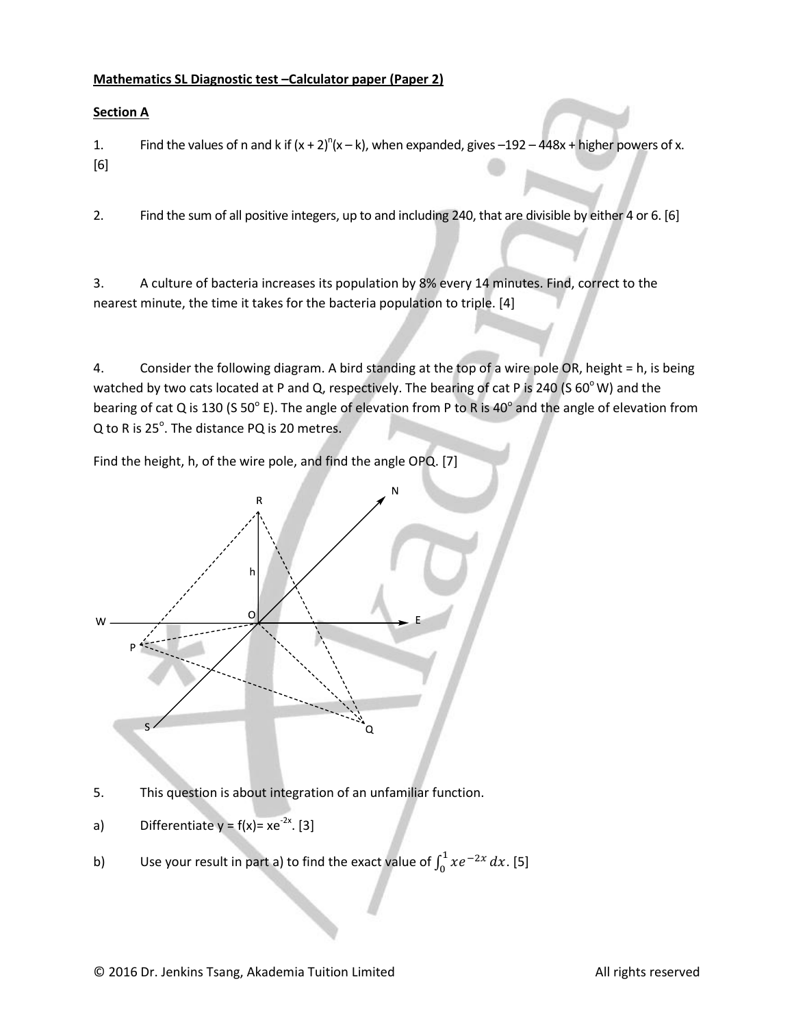**Mathematics SL Diagnostic test –Calculator paper (Paper 2)**

**Section A**

1. Find the values of n and k if $(x + 2)^n(x - k)$, when expanded, gives $-192 - 448x$ + higher powers of x. [6]

2. Find the sum of all positive integers, up to and including 240, that are divisible by either 4 or 6. [6]

3. A culture of bacteria increases its population by 8% every 14 minutes. Find, correct to the nearest minute, the time it takes for the bacteria population to triple. [4]

4. Consider the following diagram. A bird standing at the top of a wire pole OR, height = h, is being watched by two cats located at P and Q, respectively. The bearing of cat P is 240 (S $60^{o}$ W) and the bearing of cat Q is 130 (S $50^{o}$ E). The angle of elevation from P to R is $40^{o}$ and the angle of elevation from Q to R is $25^{o}$. The distance PQ is 20 metres.

Find the height, h, of the wire pole, and find the angle OPQ. [7]

5. This question is about integration of an unfamiliar function.

a) Differentiate $y = f(x)= xe^{-2x}$. [3]

b) Use your result in part a) to find the exact value of $\int_0^1 xe^{-2x}\,dx$. [5]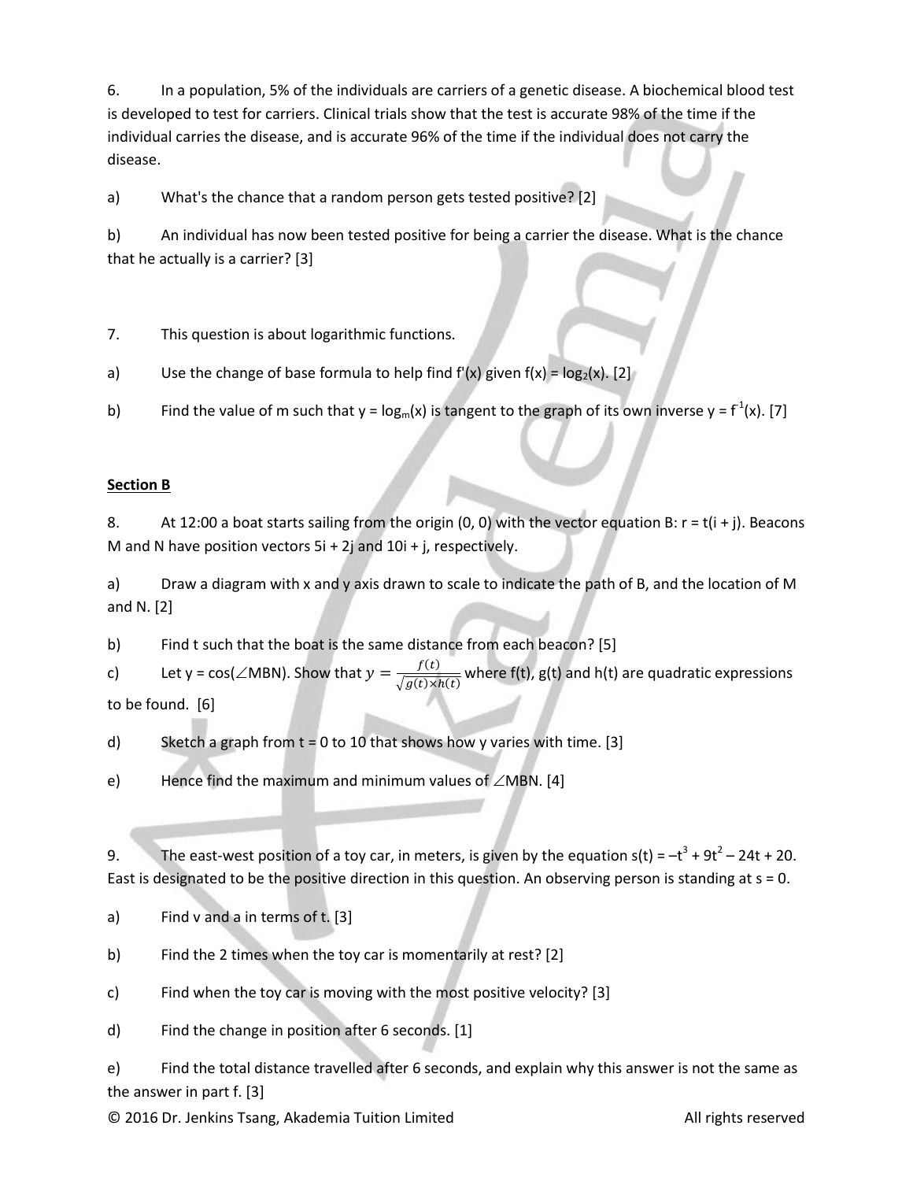6. In a population, 5% of the individuals are carriers of a genetic disease. A biochemical blood test is developed to test for carriers. Clinical trials show that the test is accurate 98% of the time if the individual carries the disease, and is accurate 96% of the time if the individual does not carry the disease.

a) What's the chance that a random person gets tested positive? [2]

b) An individual has now been tested positive for being a carrier the disease. What is the chance that he actually is a carrier? [3]

7. This question is about logarithmic functions.

a) Use the change of base formula to help find $f'(x)$ given $f(x) = \log_2(x)$. [2]

b) Find the value of m such that $y = \log_m(x)$ is tangent to the graph of its own inverse $y = f^{-1}(x)$. [7]

**Section B**

8. At 12:00 a boat starts sailing from the origin (0, 0) with the vector equation B: $r = t(i + j)$. Beacons M and N have position vectors $5i + 2j$ and $10i + j$, respectively.

a) Draw a diagram with x and y axis drawn to scale to indicate the path of B, and the location of M and N. [2]

b) Find t such that the boat is the same distance from each beacon? [5]

c) Let $y = \cos(\angle MBN)$. Show that $y = \frac{f(t)}{\sqrt{g(t) \times h(t)}}$ where f(t), g(t) and h(t) are quadratic expressions to be found. [6]

d) Sketch a graph from t = 0 to 10 that shows how y varies with time. [3]

e) Hence find the maximum and minimum values of $\angle MBN$. [4]

9. The east-west position of a toy car, in meters, is given by the equation $s(t) = -t^3 + 9t^2 - 24t + 20$. East is designated to be the positive direction in this question. An observing person is standing at s = 0.

a) Find v and a in terms of t. [3]

b) Find the 2 times when the toy car is momentarily at rest? [2]

c) Find when the toy car is moving with the most positive velocity? [3]

d) Find the change in position after 6 seconds. [1]

e) Find the total distance travelled after 6 seconds, and explain why this answer is not the same as the answer in part f. [3]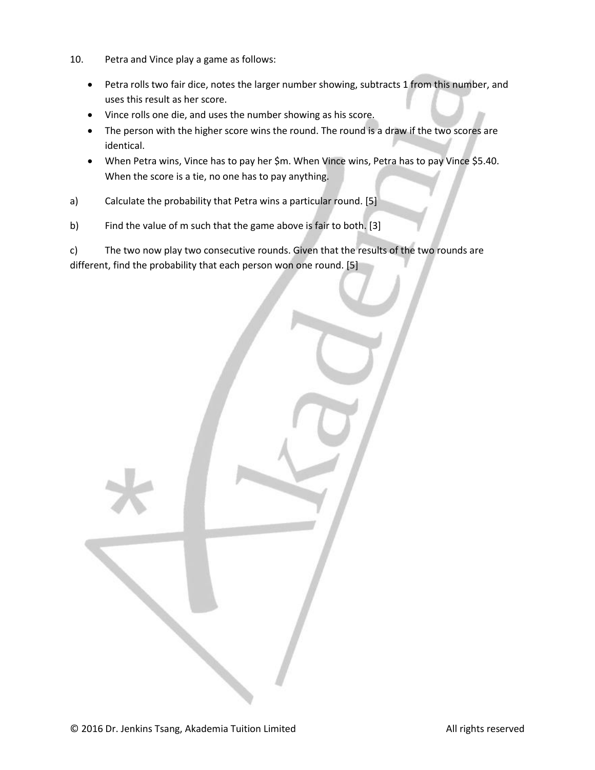10. Petra and Vince play a game as follows:

- Petra rolls two fair dice, notes the larger number showing, subtracts 1 from this number, and uses this result as her score.
- Vince rolls one die, and uses the number showing as his score.
- The person with the higher score wins the round. The round is a draw if the two scores are identical.
- When Petra wins, Vince has to pay her $\$m$. When Vince wins, Petra has to pay Vince \$5.40. When the score is a tie, no one has to pay anything.

a) Calculate the probability that Petra wins a particular round. [5]

b) Find the value of m such that the game above is fair to both. [3]

c) The two now play two consecutive rounds. Given that the results of the two rounds are different, find the probability that each person won one round. [5]